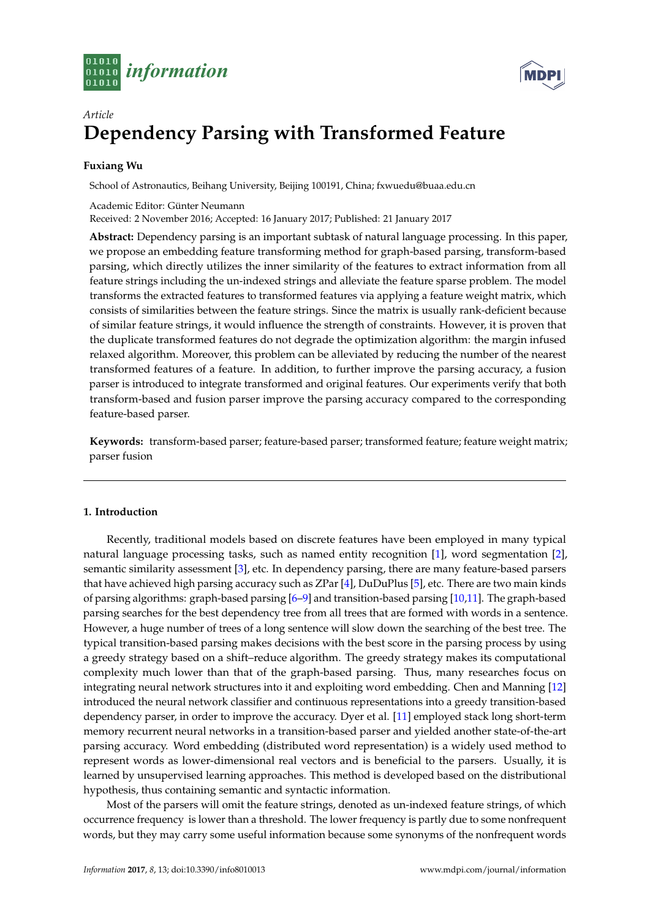*Article*

# Dependency Parsing with Transformed Feature

**Fuxiang Wu**

School of Astronautics, Beihang University, Beijing 100191, China; fxwuedu@buaa.edu.cn

Academic Editor: Günter Neumann
Received: 2 November 2016; Accepted: 16 January 2017; Published: 21 January 2017

**Abstract:** Dependency parsing is an important subtask of natural language processing. In this paper, we propose an embedding feature transforming method for graph-based parsing, transform-based parsing, which directly utilizes the inner similarity of the features to extract information from all feature strings including the un-indexed strings and alleviate the feature sparse problem. The model transforms the extracted features to transformed features via applying a feature weight matrix, which consists of similarities between the feature strings. Since the matrix is usually rank-deficient because of similar feature strings, it would influence the strength of constraints. However, it is proven that the duplicate transformed features do not degrade the optimization algorithm: the margin infused relaxed algorithm. Moreover, this problem can be alleviated by reducing the number of the nearest transformed features of a feature. In addition, to further improve the parsing accuracy, a fusion parser is introduced to integrate transformed and original features. Our experiments verify that both transform-based and fusion parser improve the parsing accuracy compared to the corresponding feature-based parser.

**Keywords:** transform-based parser; feature-based parser; transformed feature; feature weight matrix; parser fusion

## 1. Introduction

Recently, traditional models based on discrete features have been employed in many typical natural language processing tasks, such as named entity recognition [1], word segmentation [2], semantic similarity assessment [3], etc. In dependency parsing, there are many feature-based parsers that have achieved high parsing accuracy such as ZPar [4], DuDuPlus [5], etc. There are two main kinds of parsing algorithms: graph-based parsing [6–9] and transition-based parsing [10,11]. The graph-based parsing searches for the best dependency tree from all trees that are formed with words in a sentence. However, a huge number of trees of a long sentence will slow down the searching of the best tree. The typical transition-based parsing makes decisions with the best score in the parsing process by using a greedy strategy based on a shift–reduce algorithm. The greedy strategy makes its computational complexity much lower than that of the graph-based parsing. Thus, many researches focus on integrating neural network structures into it and exploiting word embedding. Chen and Manning [12] introduced the neural network classifier and continuous representations into a greedy transition-based dependency parser, in order to improve the accuracy. Dyer et al. [11] employed stack long short-term memory recurrent neural networks in a transition-based parser and yielded another state-of-the-art parsing accuracy. Word embedding (distributed word representation) is a widely used method to represent words as lower-dimensional real vectors and is beneficial to the parsers. Usually, it is learned by unsupervised learning approaches. This method is developed based on the distributional hypothesis, thus containing semantic and syntactic information.

Most of the parsers will omit the feature strings, denoted as un-indexed feature strings, of which occurrence frequency is lower than a threshold. The lower frequency is partly due to some nonfrequent words, but they may carry some useful information because some synonyms of the nonfrequent words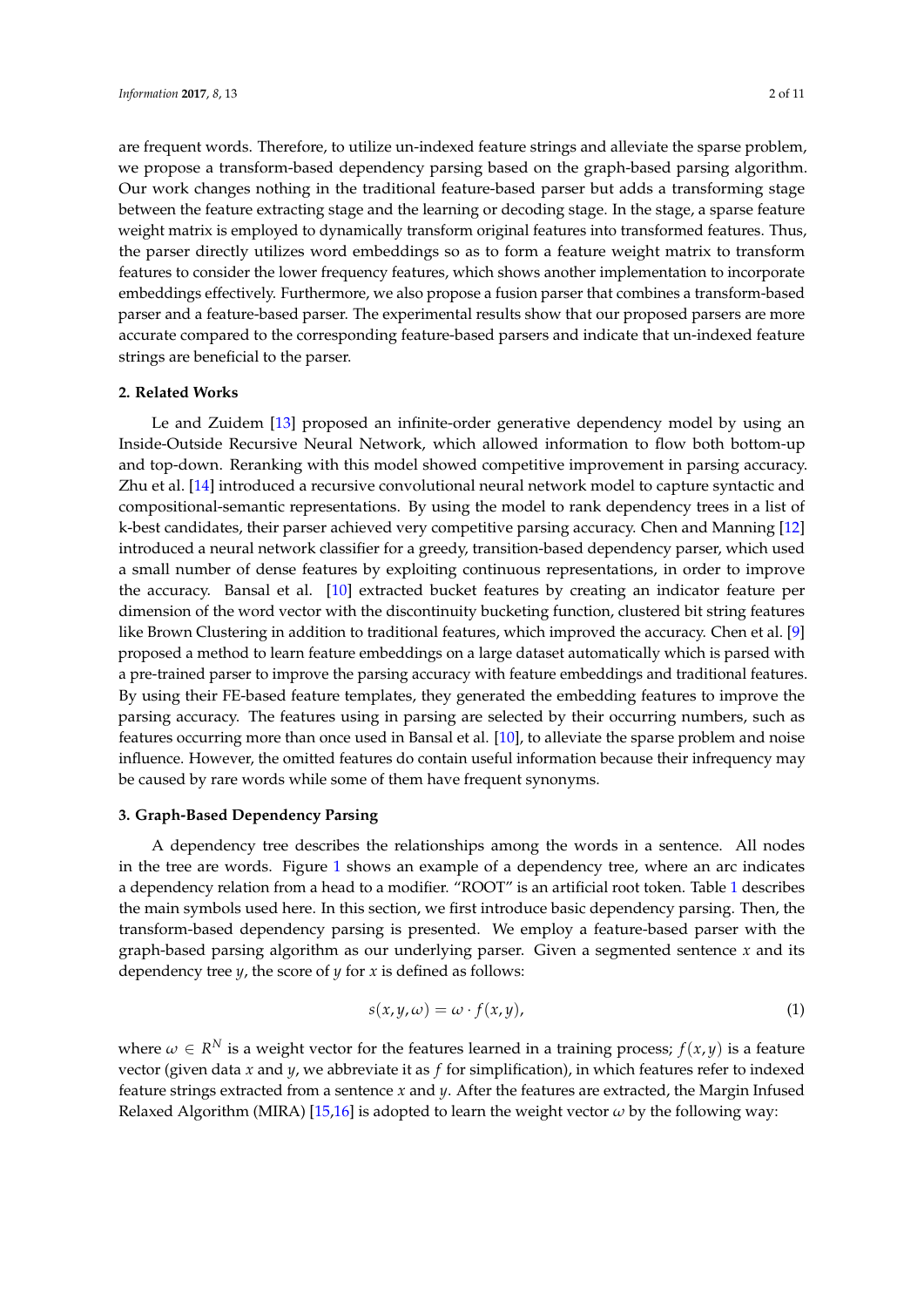are frequent words. Therefore, to utilize un-indexed feature strings and alleviate the sparse problem, we propose a transform-based dependency parsing based on the graph-based parsing algorithm. Our work changes nothing in the traditional feature-based parser but adds a transforming stage between the feature extracting stage and the learning or decoding stage. In the stage, a sparse feature weight matrix is employed to dynamically transform original features into transformed features. Thus, the parser directly utilizes word embeddings so as to form a feature weight matrix to transform features to consider the lower frequency features, which shows another implementation to incorporate embeddings effectively. Furthermore, we also propose a fusion parser that combines a transform-based parser and a feature-based parser. The experimental results show that our proposed parsers are more accurate compared to the corresponding feature-based parsers and indicate that un-indexed feature strings are beneficial to the parser.

## 2. Related Works

Le and Zuidem [13] proposed an infinite-order generative dependency model by using an Inside-Outside Recursive Neural Network, which allowed information to flow both bottom-up and top-down. Reranking with this model showed competitive improvement in parsing accuracy. Zhu et al. [14] introduced a recursive convolutional neural network model to capture syntactic and compositional-semantic representations. By using the model to rank dependency trees in a list of k-best candidates, their parser achieved very competitive parsing accuracy. Chen and Manning [12] introduced a neural network classifier for a greedy, transition-based dependency parser, which used a small number of dense features by exploiting continuous representations, in order to improve the accuracy. Bansal et al. [10] extracted bucket features by creating an indicator feature per dimension of the word vector with the discontinuity bucketing function, clustered bit string features like Brown Clustering in addition to traditional features, which improved the accuracy. Chen et al. [9] proposed a method to learn feature embeddings on a large dataset automatically which is parsed with a pre-trained parser to improve the parsing accuracy with feature embeddings and traditional features. By using their FE-based feature templates, they generated the embedding features to improve the parsing accuracy. The features using in parsing are selected by their occurring numbers, such as features occurring more than once used in Bansal et al. [10], to alleviate the sparse problem and noise influence. However, the omitted features do contain useful information because their infrequency may be caused by rare words while some of them have frequent synonyms.

## 3. Graph-Based Dependency Parsing

A dependency tree describes the relationships among the words in a sentence. All nodes in the tree are words. Figure 1 shows an example of a dependency tree, where an arc indicates a dependency relation from a head to a modifier. "ROOT" is an artificial root token. Table 1 describes the main symbols used here. In this section, we first introduce basic dependency parsing. Then, the transform-based dependency parsing is presented. We employ a feature-based parser with the graph-based parsing algorithm as our underlying parser. Given a segmented sentence $x$ and its dependency tree $y$, the score of $y$ for $x$ is defined as follows:

$$s(x, y, \omega) = \omega \cdot f(x, y), \tag{1}$$

where $\omega \in R^N$ is a weight vector for the features learned in a training process; $f(x, y)$ is a feature vector (given data $x$ and $y$, we abbreviate it as $f$ for simplification), in which features refer to indexed feature strings extracted from a sentence $x$ and $y$. After the features are extracted, the Margin Infused Relaxed Algorithm (MIRA) [15,16] is adopted to learn the weight vector $\omega$ by the following way: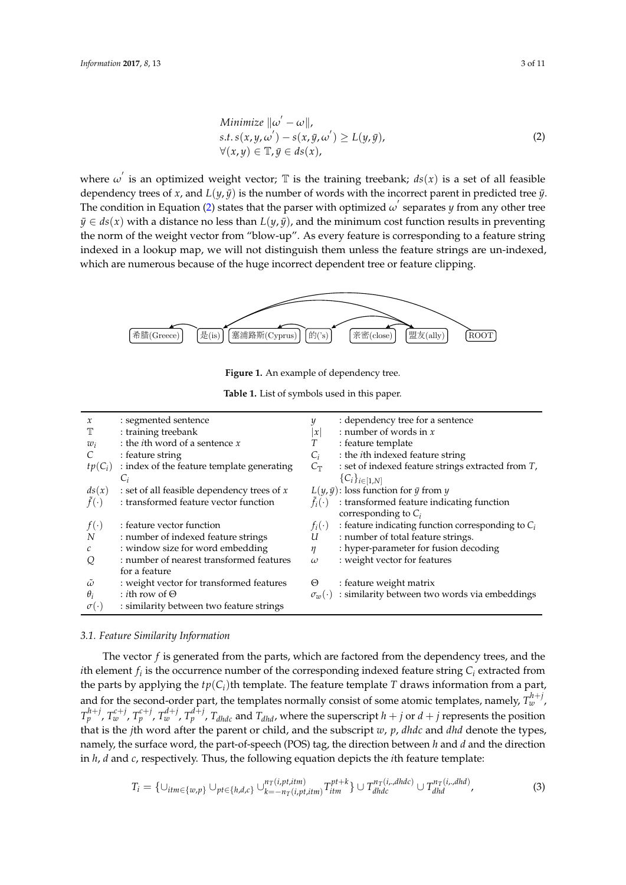$$
\begin{aligned}
& \textit{Minimize } \|\omega' - \omega\|, \\
& s.t.\ s(x, y, \omega') - s(x, \bar{y}, \omega') \geq L(y, \bar{y}), \\
& \forall (x, y) \in \mathbb{T}, \bar{y} \in ds(x),
\end{aligned}
\tag{2}
$$

where $\omega'$ is an optimized weight vector; $\mathbb{T}$ is the training treebank; $ds(x)$ is a set of all feasible dependency trees of $x$, and $L(y, \bar{y})$ is the number of words with the incorrect parent in predicted tree $\bar{y}$. The condition in Equation (2) states that the parser with optimized $\omega'$ separates $y$ from any other tree $\bar{y} \in ds(x)$ with a distance no less than $L(y, \bar{y})$, and the minimum cost function results in preventing the norm of the weight vector from "blow-up". As every feature is corresponding to a feature string indexed in a lookup map, we will not distinguish them unless the feature strings are un-indexed, which are numerous because of the huge incorrect dependent tree or feature clipping.

希腊(Greece) 是(is) 塞浦路斯(Cyprus) 的('s) 亲密(close) 盟友(ally) ROOT

**Figure 1.** An example of dependency tree.

**Table 1.** List of symbols used in this paper.

| | | | |
|---|---|---|---|
| $x$ | : segmented sentence | $y$ | : dependency tree for a sentence |
| $\mathbb{T}$ | : training treebank | $\|x\|$ | : number of words in $x$ |
| $w_i$ | : the $i$th word of a sentence $x$ | $T$ | : feature template |
| $C$ | : feature string | $C_i$ | : the $i$th indexed feature string |
| $tp(C_i)$ | : index of the feature template generating $C_i$ | $C_{\mathbb{T}}$ | : set of indexed feature strings extracted from $T$, $\{C_i\}_{i\in[1,N]}$ |
| $ds(x)$ | : set of all feasible dependency trees of $x$ | $L(y, \bar{y})$ | : loss function for $\bar{y}$ from $y$ |
| $\tilde{f}(\cdot)$ | : transformed feature vector function | $\tilde{f}_i(\cdot)$ | : transformed feature indicating function corresponding to $C_i$ |
| $f(\cdot)$ | : feature vector function | $f_i(\cdot)$ | : feature indicating function corresponding to $C_i$ |
| $N$ | : number of indexed feature strings | $U$ | : number of total feature strings. |
| $c$ | : window size for word embedding | $\eta$ | : hyper-parameter for fusion decoding |
| $Q$ | : number of nearest transformed features for a feature | $\omega$ | : weight vector for features |
| $\tilde{\omega}$ | : weight vector for transformed features | $\Theta$ | : feature weight matrix |
| $\theta_i$ | : $i$th row of $\Theta$ | $\sigma_w(\cdot)$ | : similarity between two words via embeddings |
| $\sigma(\cdot)$ | : similarity between two feature strings | | |

### 3.1. Feature Similarity Information

The vector $f$ is generated from the parts, which are factored from the dependency trees, and the $i$th element $f_i$ is the occurrence number of the corresponding indexed feature string $C_i$ extracted from the parts by applying the $tp(C_i)$th template. The feature template $T$ draws information from a part, and for the second-order part, the templates normally consist of some atomic templates, namely, $T_w^{h+j}$, $T_p^{h+j}$, $T_w^{c+j}$, $T_p^{c+j}$, $T_w^{d+j}$, $T_p^{d+j}$, $T_{dhdc}$ and $T_{dhd}$, where the superscript $h+j$ or $d+j$ represents the position that is the $j$th word after the parent or child, and the subscript $w$, $p$, $dhdc$ and $dhd$ denote the types, namely, the surface word, the part-of-speech (POS) tag, the direction between $h$ and $d$ and the direction in $h$, $d$ and $c$, respectively. Thus, the following equation depicts the $i$th feature template:

$$
T_i = \{\cup_{itm\in\{w,p\}} \cup_{pt\in\{h,d,c\}} \cup_{k=-n_T(i,pt,itm)}^{n_T(i,pt,itm)} T_{itm}^{pt+k}\} \cup T_{dhdc}^{n_T(i,.,dhdc)} \cup T_{dhd}^{n_T(i,.,dhd)},
\tag{3}
$$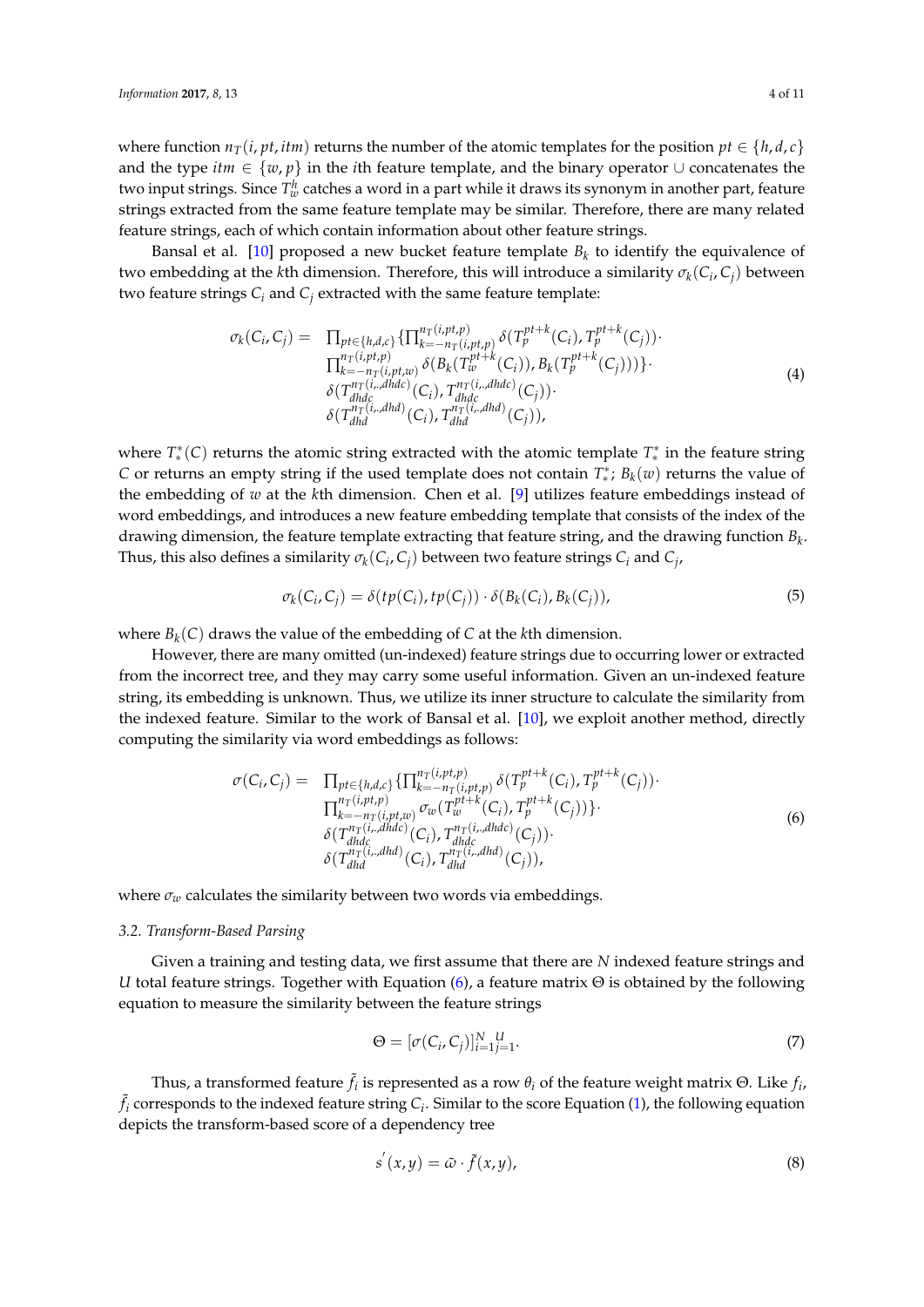where function $n_T(i, pt, itm)$ returns the number of the atomic templates for the position $pt \in \{h, d, c\}$ and the type $itm \in \{w, p\}$ in the $i$th feature template, and the binary operator $\cup$ concatenates the two input strings. Since $T_w^h$ catches a word in a part while it draws its synonym in another part, feature strings extracted from the same feature template may be similar. Therefore, there are many related feature strings, each of which contain information about other feature strings.

Bansal et al. [10] proposed a new bucket feature template $B_k$ to identify the equivalence of two embedding at the $k$th dimension. Therefore, this will introduce a similarity $\sigma_k(C_i, C_j)$ between two feature strings $C_i$ and $C_j$ extracted with the same feature template:

$$
\begin{aligned}
\sigma_k(C_i, C_j) = \; & \prod_{pt \in \{h,d,c\}} \{ \prod_{k=-n_T(i,pt,p)}^{n_T(i,pt,p)} \delta(T_p^{pt+k}(C_i), T_p^{pt+k}(C_j)) \cdot \\
& \prod_{k=-n_T(i,pt,w)}^{n_T(i,pt,p)} \delta(B_k(T_w^{pt+k}(C_i)), B_k(T_p^{pt+k}(C_j))) \} \cdot \\
& \delta(T_{dhdc}^{n_T(i,.,dhdc)}(C_i), T_{dhdc}^{n_T(i,.,dhdc)}(C_j)) \cdot \\
& \delta(T_{dhd}^{n_T(i,.,dhd)}(C_i), T_{dhd}^{n_T(i,.,dhd)}(C_j)),
\end{aligned}
\tag{4}
$$

where $T_*^*(C)$ returns the atomic string extracted with the atomic template $T_*^*$ in the feature string $C$ or returns an empty string if the used template does not contain $T_*^*$; $B_k(w)$ returns the value of the embedding of $w$ at the $k$th dimension. Chen et al. [9] utilizes feature embeddings instead of word embeddings, and introduces a new feature embedding template that consists of the index of the drawing dimension, the feature template extracting that feature string, and the drawing function $B_k$. Thus, this also defines a similarity $\sigma_k(C_i, C_j)$ between two feature strings $C_i$ and $C_j$,

$$
\sigma_k(C_i, C_j) = \delta(tp(C_i), tp(C_j)) \cdot \delta(B_k(C_i), B_k(C_j)), \tag{5}
$$

where $B_k(C)$ draws the value of the embedding of $C$ at the $k$th dimension.

However, there are many omitted (un-indexed) feature strings due to occurring lower or extracted from the incorrect tree, and they may carry some useful information. Given an un-indexed feature string, its embedding is unknown. Thus, we utilize its inner structure to calculate the similarity from the indexed feature. Similar to the work of Bansal et al. [10], we exploit another method, directly computing the similarity via word embeddings as follows:

$$
\begin{aligned}
\sigma(C_i, C_j) = \; & \prod_{pt \in \{h,d,c\}} \{ \prod_{k=-n_T(i,pt,p)}^{n_T(i,pt,p)} \delta(T_p^{pt+k}(C_i), T_p^{pt+k}(C_j)) \cdot \\
& \prod_{k=-n_T(i,pt,w)}^{n_T(i,pt,p)} \sigma_w(T_w^{pt+k}(C_i), T_p^{pt+k}(C_j)) \} \cdot \\
& \delta(T_{dhdc}^{n_T(i,.,dhdc)}(C_i), T_{dhdc}^{n_T(i,.,dhdc)}(C_j)) \cdot \\
& \delta(T_{dhd}^{n_T(i,.,dhd)}(C_i), T_{dhd}^{n_T(i,.,dhd)}(C_j)),
\end{aligned}
\tag{6}
$$

where $\sigma_w$ calculates the similarity between two words via embeddings.

### *3.2. Transform-Based Parsing*

Given a training and testing data, we first assume that there are $N$ indexed feature strings and $U$ total feature strings. Together with Equation (6), a feature matrix $\Theta$ is obtained by the following equation to measure the similarity between the feature strings

$$
\Theta = [\sigma(C_i, C_j)]_{i=1}^{N} {}_{j=1}^{U}. \tag{7}
$$

Thus, a transformed feature $\tilde{f}_i$ is represented as a row $\theta_i$ of the feature weight matrix $\Theta$. Like $f_i$, $\tilde{f}_i$ corresponds to the indexed feature string $C_i$. Similar to the score Equation (1), the following equation depicts the transform-based score of a dependency tree

$$
s'(x, y) = \tilde{\omega} \cdot \tilde{f}(x, y), \tag{8}
$$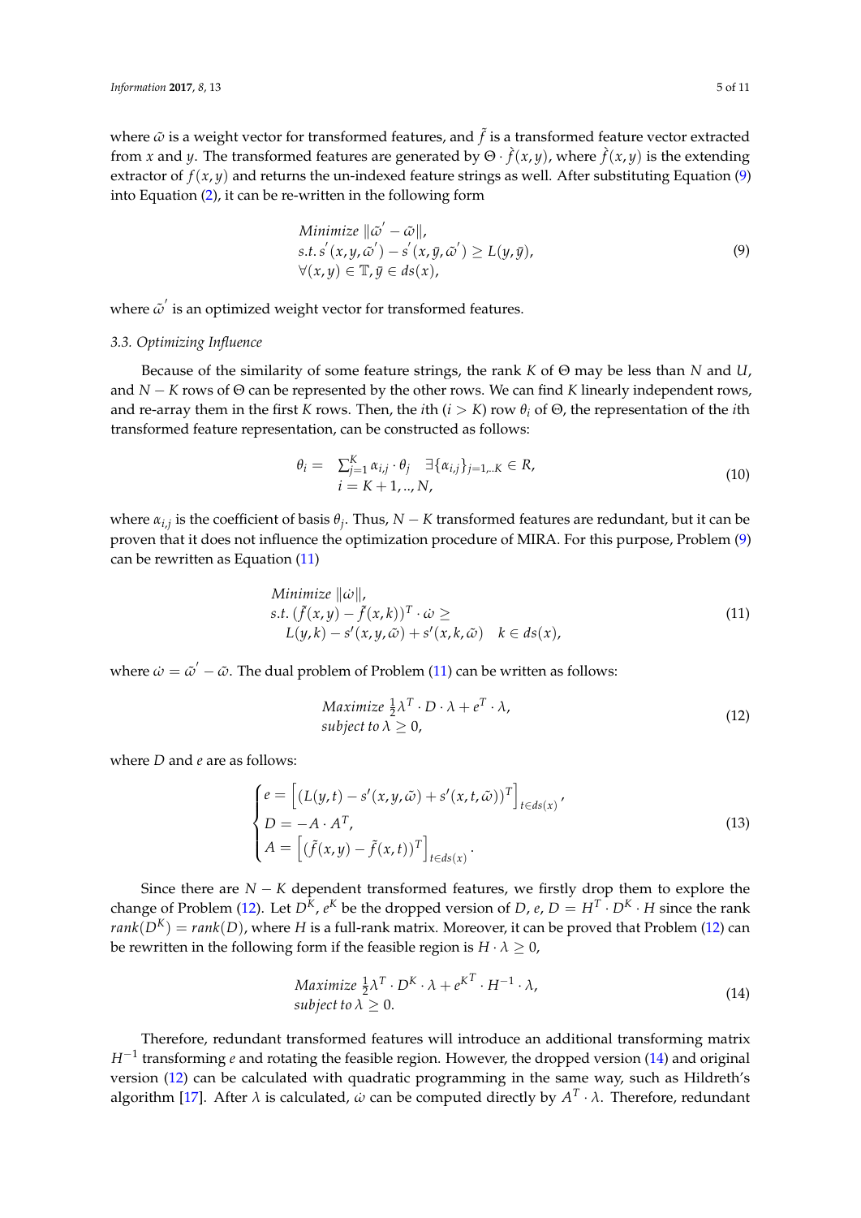where $\tilde{\omega}$ is a weight vector for transformed features, and $\tilde{f}$ is a transformed feature vector extracted from $x$ and $y$. The transformed features are generated by $\Theta \cdot \grave{f}(x,y)$, where $\grave{f}(x,y)$ is the extending extractor of $f(x,y)$ and returns the un-indexed feature strings as well. After substituting Equation (9) into Equation (2), it can be re-written in the following form

$$
\begin{aligned}
&Minimize\ \|\tilde{\omega}' - \tilde{\omega}\|, \\
&s.t.\ s'(x,y,\tilde{\omega}') - s'(x,\bar{y},\tilde{\omega}') \geq L(y,\bar{y}), \\
&\forall (x,y) \in \mathbb{T}, \bar{y} \in ds(x),
\end{aligned}
\tag{9}
$$

where $\tilde{\omega}'$ is an optimized weight vector for transformed features.

### 3.3. Optimizing Influence

Because of the similarity of some feature strings, the rank $K$ of $\Theta$ may be less than $N$ and $U$, and $N-K$ rows of $\Theta$ can be represented by the other rows. We can find $K$ linearly independent rows, and re-array them in the first $K$ rows. Then, the $i$th ($i > K$) row $\theta_i$ of $\Theta$, the representation of the $i$th transformed feature representation, can be constructed as follows:

$$
\begin{aligned}
\theta_i = \ &\sum_{j=1}^{K} \alpha_{i,j} \cdot \theta_j \quad \exists \{\alpha_{i,j}\}_{j=1,..K} \in R, \\
&i = K+1,..,N,
\end{aligned}
\tag{10}
$$

where $\alpha_{i,j}$ is the coefficient of basis $\theta_j$. Thus, $N-K$ transformed features are redundant, but it can be proven that it does not influence the optimization procedure of MIRA. For this purpose, Problem (9) can be rewritten as Equation (11)

$$
\begin{aligned}
&Minimize\ \|\dot{\omega}\|, \\
&s.t.\ (\tilde{f}(x,y) - \tilde{f}(x,k))^T \cdot \dot{\omega} \geq \\
&\quad L(y,k) - s'(x,y,\tilde{\omega}) + s'(x,k,\tilde{\omega}) \quad k \in ds(x),
\end{aligned}
\tag{11}
$$

where $\dot{\omega} = \tilde{\omega}' - \tilde{\omega}$. The dual problem of Problem (11) can be written as follows:

$$
\begin{aligned}
&Maximize\ \tfrac{1}{2}\lambda^T \cdot D \cdot \lambda + e^T \cdot \lambda, \\
&subject\ to\ \lambda \geq 0,
\end{aligned}
\tag{12}
$$

where $D$ and $e$ are as follows:

$$
\begin{cases}
e = \left[ (L(y,t) - s'(x,y,\tilde{\omega}) + s'(x,t,\tilde{\omega}))^T \right]_{t \in ds(x)}, \\
D = -A \cdot A^T, \\
A = \left[ (\tilde{f}(x,y) - \tilde{f}(x,t))^T \right]_{t \in ds(x)}.
\end{cases}
\tag{13}
$$

Since there are $N-K$ dependent transformed features, we firstly drop them to explore the change of Problem (12). Let $D^K$, $e^K$ be the dropped version of $D$, $e$, $D = H^T \cdot D^K \cdot H$ since the rank $rank(D^K) = rank(D)$, where $H$ is a full-rank matrix. Moreover, it can be proved that Problem (12) can be rewritten in the following form if the feasible region is $H \cdot \lambda \geq 0$,

$$
\begin{aligned}
&Maximize\ \tfrac{1}{2}\lambda^T \cdot D^K \cdot \lambda + e^{K^T} \cdot H^{-1} \cdot \lambda, \\
&subject\ to\ \lambda \geq 0.
\end{aligned}
\tag{14}
$$

Therefore, redundant transformed features will introduce an additional transforming matrix $H^{-1}$ transforming $e$ and rotating the feasible region. However, the dropped version (14) and original version (12) can be calculated with quadratic programming in the same way, such as Hildreth's algorithm [17]. After $\lambda$ is calculated, $\dot{\omega}$ can be computed directly by $A^T \cdot \lambda$. Therefore, redundant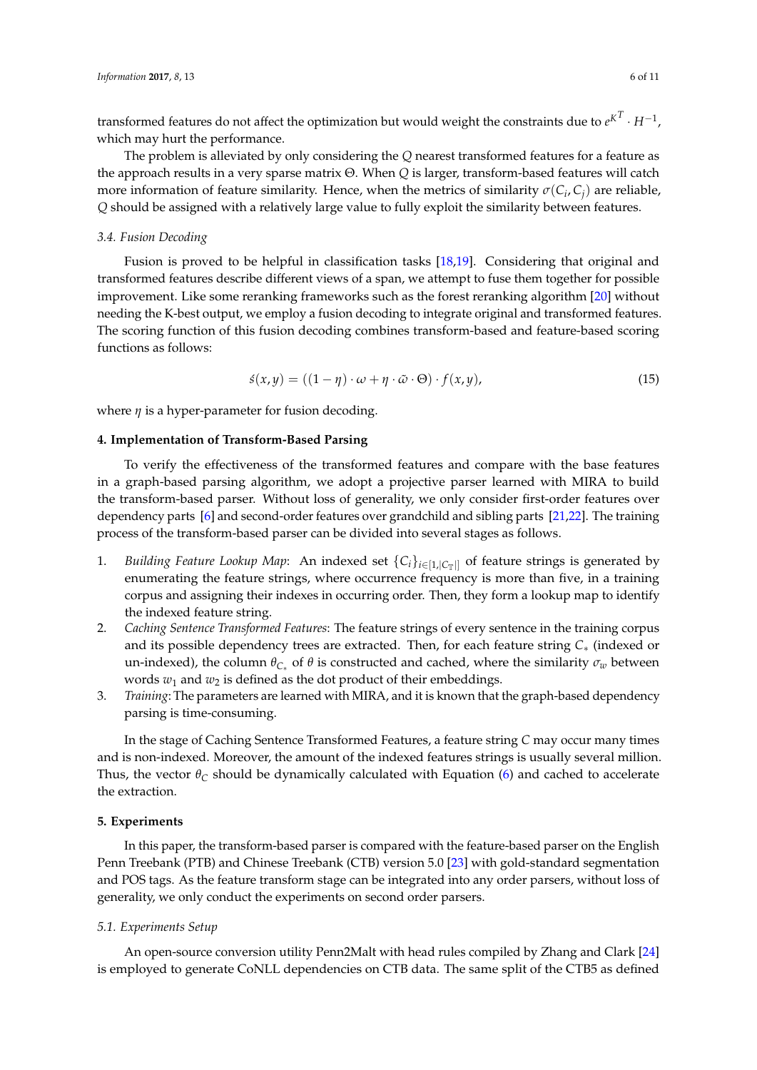transformed features do not affect the optimization but would weight the constraints due to $e^{K^T} \cdot H^{-1}$, which may hurt the performance.

The problem is alleviated by only considering the $Q$ nearest transformed features for a feature as the approach results in a very sparse matrix $\Theta$. When $Q$ is larger, transform-based features will catch more information of feature similarity. Hence, when the metrics of similarity $\sigma(C_i, C_j)$ are reliable, $Q$ should be assigned with a relatively large value to fully exploit the similarity between features.

### 3.4. Fusion Decoding

Fusion is proved to be helpful in classification tasks [18,19]. Considering that original and transformed features describe different views of a span, we attempt to fuse them together for possible improvement. Like some reranking frameworks such as the forest reranking algorithm [20] without needing the K-best output, we employ a fusion decoding to integrate original and transformed features. The scoring function of this fusion decoding combines transform-based and feature-based scoring functions as follows:

$$\acute{s}(x,y) = ((1-\eta) \cdot \omega + \eta \cdot \tilde{\omega} \cdot \Theta) \cdot f(x,y), \tag{15}$$

where $\eta$ is a hyper-parameter for fusion decoding.

## 4. Implementation of Transform-Based Parsing

To verify the effectiveness of the transformed features and compare with the base features in a graph-based parsing algorithm, we adopt a projective parser learned with MIRA to build the transform-based parser. Without loss of generality, we only consider first-order features over dependency parts [6] and second-order features over grandchild and sibling parts [21,22]. The training process of the transform-based parser can be divided into several stages as follows.

1. *Building Feature Lookup Map*: An indexed set $\{C_i\}_{i \in [1,|C_{\mathbb{T}}|]}$ of feature strings is generated by enumerating the feature strings, where occurrence frequency is more than five, in a training corpus and assigning their indexes in occurring order. Then, they form a lookup map to identify the indexed feature string.
2. *Caching Sentence Transformed Features*: The feature strings of every sentence in the training corpus and its possible dependency trees are extracted. Then, for each feature string $C_*$ (indexed or un-indexed), the column $\theta_{C_*}$ of $\theta$ is constructed and cached, where the similarity $\sigma_w$ between words $w_1$ and $w_2$ is defined as the dot product of their embeddings.
3. *Training*: The parameters are learned with MIRA, and it is known that the graph-based dependency parsing is time-consuming.

In the stage of Caching Sentence Transformed Features, a feature string $C$ may occur many times and is non-indexed. Moreover, the amount of the indexed features strings is usually several million. Thus, the vector $\theta_C$ should be dynamically calculated with Equation (6) and cached to accelerate the extraction.

## 5. Experiments

In this paper, the transform-based parser is compared with the feature-based parser on the English Penn Treebank (PTB) and Chinese Treebank (CTB) version 5.0 [23] with gold-standard segmentation and POS tags. As the feature transform stage can be integrated into any order parsers, without loss of generality, we only conduct the experiments on second order parsers.

### 5.1. Experiments Setup

An open-source conversion utility Penn2Malt with head rules compiled by Zhang and Clark [24] is employed to generate CoNLL dependencies on CTB data. The same split of the CTB5 as defined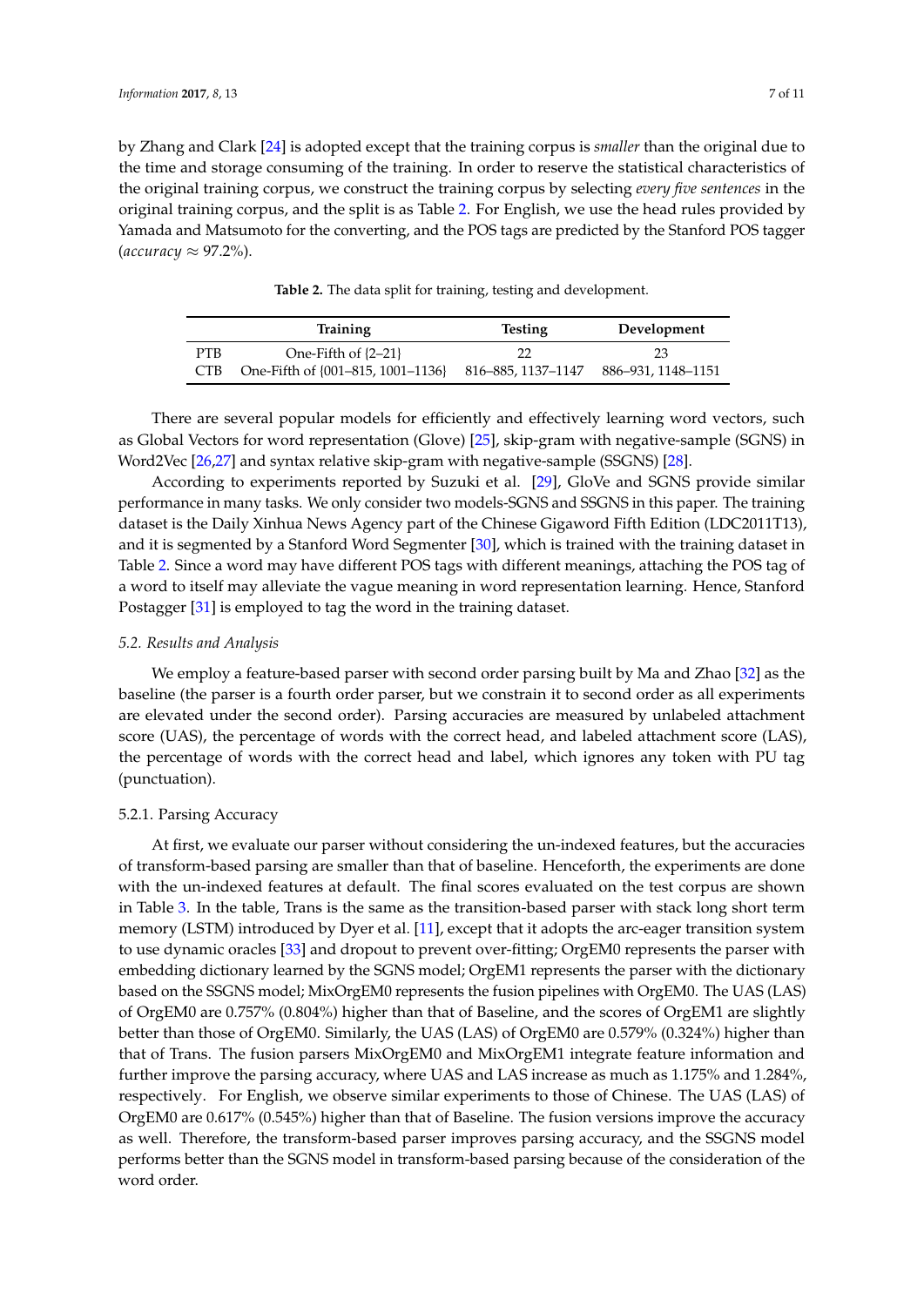by Zhang and Clark [24] is adopted except that the training corpus is *smaller* than the original due to the time and storage consuming of the training. In order to reserve the statistical characteristics of the original training corpus, we construct the training corpus by selecting *every five sentences* in the original training corpus, and the split is as Table 2. For English, we use the head rules provided by Yamada and Matsumoto for the converting, and the POS tags are predicted by the Stanford POS tagger (*accuracy* $\approx$ 97.2%).

**Table 2.** The data split for training, testing and development.

| | Training | Testing | Development |
|---|---|---|---|
| PTB | One-Fifth of {2–21} | 22 | 23 |
| CTB | One-Fifth of {001–815, 1001–1136} | 816–885, 1137–1147 | 886–931, 1148–1151 |

There are several popular models for efficiently and effectively learning word vectors, such as Global Vectors for word representation (Glove) [25], skip-gram with negative-sample (SGNS) in Word2Vec [26,27] and syntax relative skip-gram with negative-sample (SSGNS) [28].

According to experiments reported by Suzuki et al. [29], GloVe and SGNS provide similar performance in many tasks. We only consider two models-SGNS and SSGNS in this paper. The training dataset is the Daily Xinhua News Agency part of the Chinese Gigaword Fifth Edition (LDC2011T13), and it is segmented by a Stanford Word Segmenter [30], which is trained with the training dataset in Table 2. Since a word may have different POS tags with different meanings, attaching the POS tag of a word to itself may alleviate the vague meaning in word representation learning. Hence, Stanford Postagger [31] is employed to tag the word in the training dataset.

### 5.2. Results and Analysis

We employ a feature-based parser with second order parsing built by Ma and Zhao [32] as the baseline (the parser is a fourth order parser, but we constrain it to second order as all experiments are elevated under the second order). Parsing accuracies are measured by unlabeled attachment score (UAS), the percentage of words with the correct head, and labeled attachment score (LAS), the percentage of words with the correct head and label, which ignores any token with PU tag (punctuation).

#### 5.2.1. Parsing Accuracy

At first, we evaluate our parser without considering the un-indexed features, but the accuracies of transform-based parsing are smaller than that of baseline. Henceforth, the experiments are done with the un-indexed features at default. The final scores evaluated on the test corpus are shown in Table 3. In the table, Trans is the same as the transition-based parser with stack long short term memory (LSTM) introduced by Dyer et al. [11], except that it adopts the arc-eager transition system to use dynamic oracles [33] and dropout to prevent over-fitting; OrgEM0 represents the parser with embedding dictionary learned by the SGNS model; OrgEM1 represents the parser with the dictionary based on the SSGNS model; MixOrgEM0 represents the fusion pipelines with OrgEM0. The UAS (LAS) of OrgEM0 are 0.757% (0.804%) higher than that of Baseline, and the scores of OrgEM1 are slightly better than those of OrgEM0. Similarly, the UAS (LAS) of OrgEM0 are 0.579% (0.324%) higher than that of Trans. The fusion parsers MixOrgEM0 and MixOrgEM1 integrate feature information and further improve the parsing accuracy, where UAS and LAS increase as much as 1.175% and 1.284%, respectively. For English, we observe similar experiments to those of Chinese. The UAS (LAS) of OrgEM0 are 0.617% (0.545%) higher than that of Baseline. The fusion versions improve the accuracy as well. Therefore, the transform-based parser improves parsing accuracy, and the SSGNS model performs better than the SGNS model in transform-based parsing because of the consideration of the word order.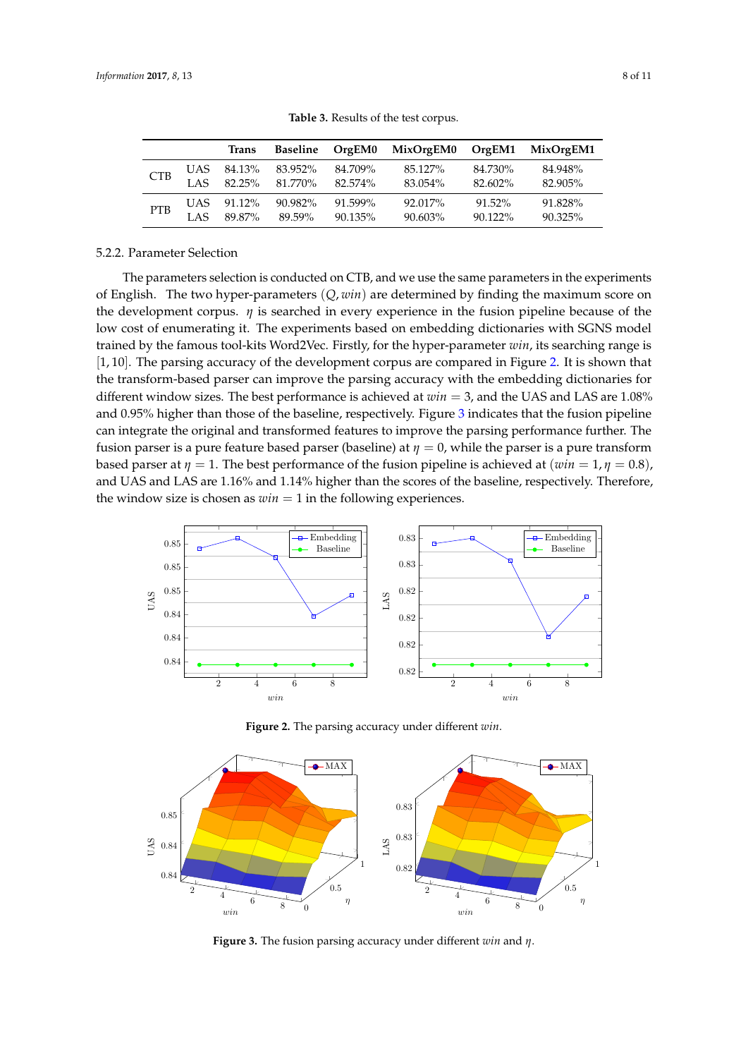**Table 3.** Results of the test corpus.

| | | Trans | Baseline | OrgEM0 | MixOrgEM0 | OrgEM1 | MixOrgEM1 |
|---|---|---|---|---|---|---|---|
| CTB | UAS | 84.13% | 83.952% | 84.709% | 85.127% | 84.730% | 84.948% |
| | LAS | 82.25% | 81.770% | 82.574% | 83.054% | 82.602% | 82.905% |
| PTB | UAS | 91.12% | 90.982% | 91.599% | 92.017% | 91.52% | 91.828% |
| | LAS | 89.87% | 89.59% | 90.135% | 90.603% | 90.122% | 90.325% |

#### 5.2.2. Parameter Selection

The parameters selection is conducted on CTB, and we use the same parameters in the experiments of English. The two hyper-parameters $(Q, win)$ are determined by finding the maximum score on the development corpus. $\eta$ is searched in every experience in the fusion pipeline because of the low cost of enumerating it. The experiments based on embedding dictionaries with SGNS model trained by the famous tool-kits Word2Vec. Firstly, for the hyper-parameter $win$, its searching range is $[1, 10]$. The parsing accuracy of the development corpus are compared in Figure 2. It is shown that the transform-based parser can improve the parsing accuracy with the embedding dictionaries for different window sizes. The best performance is achieved at $win = 3$, and the UAS and LAS are 1.08% and 0.95% higher than those of the baseline, respectively. Figure 3 indicates that the fusion pipeline can integrate the original and transformed features to improve the parsing performance further. The fusion parser is a pure feature based parser (baseline) at $\eta = 0$, while the parser is a pure transform based parser at $\eta = 1$. The best performance of the fusion pipeline is achieved at $(win = 1, \eta = 0.8)$, and UAS and LAS are 1.16% and 1.14% higher than the scores of the baseline, respectively. Therefore, the window size is chosen as $win = 1$ in the following experiences.

**Figure 2.** The parsing accuracy under different $win$.

**Figure 3.** The fusion parsing accuracy under different $win$ and $\eta$.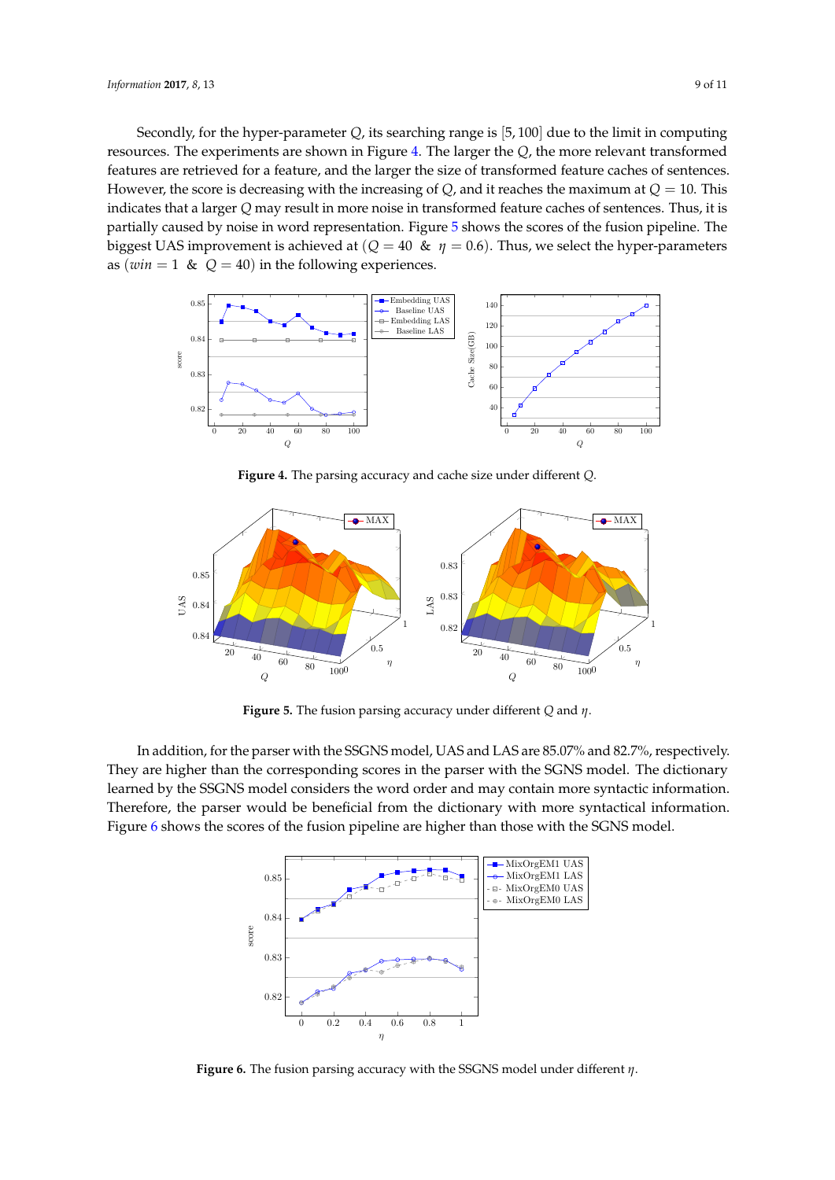Secondly, for the hyper-parameter $Q$, its searching range is $[5, 100]$ due to the limit in computing resources. The experiments are shown in Figure 4. The larger the $Q$, the more relevant transformed features are retrieved for a feature, and the larger the size of transformed feature caches of sentences. However, the score is decreasing with the increasing of $Q$, and it reaches the maximum at $Q = 10$. This indicates that a larger $Q$ may result in more noise in transformed feature caches of sentences. Thus, it is partially caused by noise in word representation. Figure 5 shows the scores of the fusion pipeline. The biggest UAS improvement is achieved at ($Q = 40$ & $\eta = 0.6$). Thus, we select the hyper-parameters as ($win = 1$ & $Q = 40$) in the following experiences.

**Figure 4.** The parsing accuracy and cache size under different $Q$.

**Figure 5.** The fusion parsing accuracy under different $Q$ and $\eta$.

In addition, for the parser with the SSGNS model, UAS and LAS are 85.07% and 82.7%, respectively. They are higher than the corresponding scores in the parser with the SGNS model. The dictionary learned by the SSGNS model considers the word order and may contain more syntactic information. Therefore, the parser would be beneficial from the dictionary with more syntactical information. Figure 6 shows the scores of the fusion pipeline are higher than those with the SGNS model.

**Figure 6.** The fusion parsing accuracy with the SSGNS model under different $\eta$.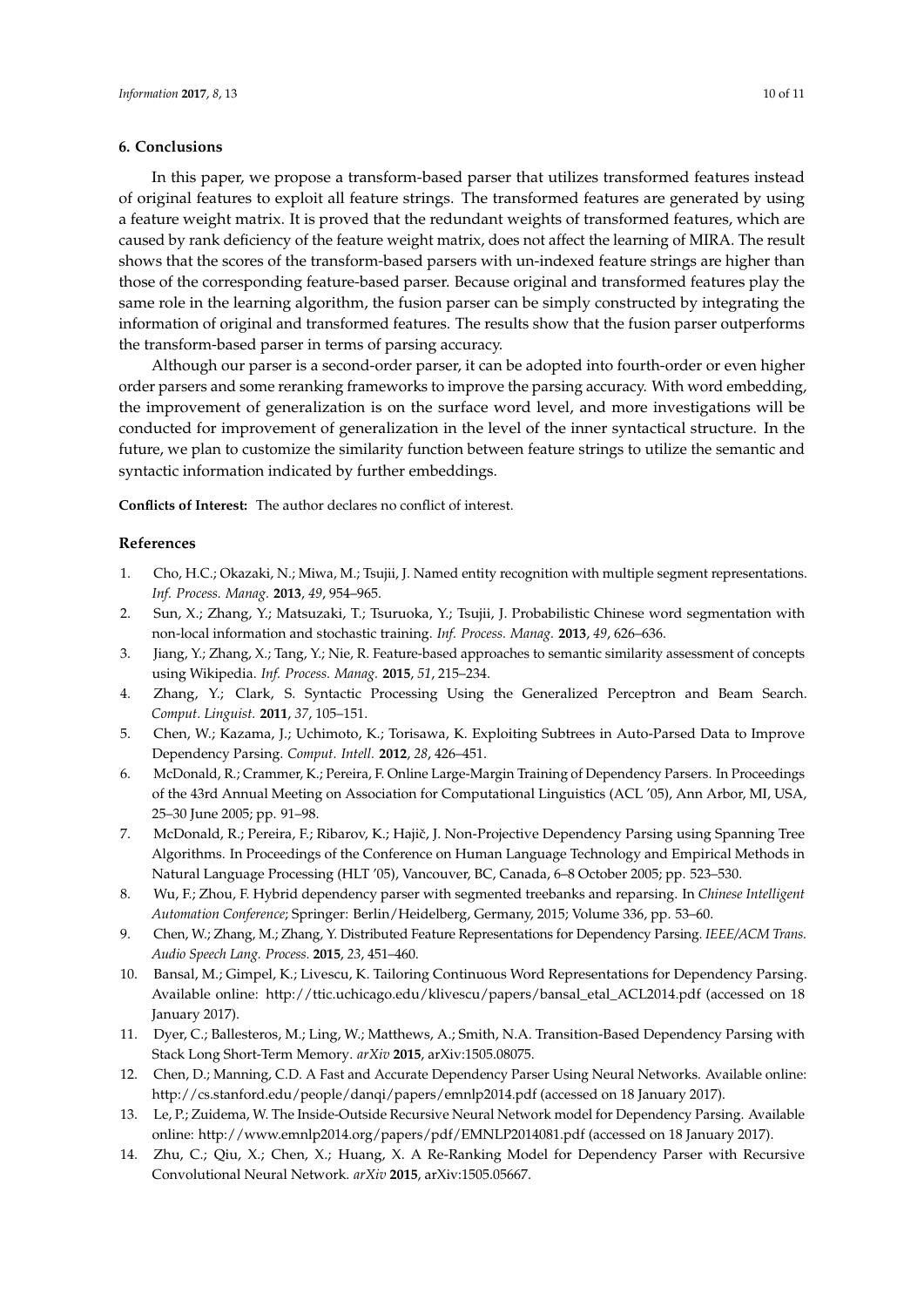## 6. Conclusions

In this paper, we propose a transform-based parser that utilizes transformed features instead of original features to exploit all feature strings. The transformed features are generated by using a feature weight matrix. It is proved that the redundant weights of transformed features, which are caused by rank deficiency of the feature weight matrix, does not affect the learning of MIRA. The result shows that the scores of the transform-based parsers with un-indexed feature strings are higher than those of the corresponding feature-based parser. Because original and transformed features play the same role in the learning algorithm, the fusion parser can be simply constructed by integrating the information of original and transformed features. The results show that the fusion parser outperforms the transform-based parser in terms of parsing accuracy.

Although our parser is a second-order parser, it can be adopted into fourth-order or even higher order parsers and some reranking frameworks to improve the parsing accuracy. With word embedding, the improvement of generalization is on the surface word level, and more investigations will be conducted for improvement of generalization in the level of the inner syntactical structure. In the future, we plan to customize the similarity function between feature strings to utilize the semantic and syntactic information indicated by further embeddings.

**Conflicts of Interest:** The author declares no conflict of interest.

## References

1. Cho, H.C.; Okazaki, N.; Miwa, M.; Tsujii, J. Named entity recognition with multiple segment representations. *Inf. Process. Manag.* **2013**, *49*, 954–965.
2. Sun, X.; Zhang, Y.; Matsuzaki, T.; Tsuruoka, Y.; Tsujii, J. Probabilistic Chinese word segmentation with non-local information and stochastic training. *Inf. Process. Manag.* **2013**, *49*, 626–636.
3. Jiang, Y.; Zhang, X.; Tang, Y.; Nie, R. Feature-based approaches to semantic similarity assessment of concepts using Wikipedia. *Inf. Process. Manag.* **2015**, *51*, 215–234.
4. Zhang, Y.; Clark, S. Syntactic Processing Using the Generalized Perceptron and Beam Search. *Comput. Linguist.* **2011**, *37*, 105–151.
5. Chen, W.; Kazama, J.; Uchimoto, K.; Torisawa, K. Exploiting Subtrees in Auto-Parsed Data to Improve Dependency Parsing. *Comput. Intell.* **2012**, *28*, 426–451.
6. McDonald, R.; Crammer, K.; Pereira, F. Online Large-Margin Training of Dependency Parsers. In Proceedings of the 43rd Annual Meeting on Association for Computational Linguistics (ACL '05), Ann Arbor, MI, USA, 25–30 June 2005; pp. 91–98.
7. McDonald, R.; Pereira, F.; Ribarov, K.; Hajič, J. Non-Projective Dependency Parsing using Spanning Tree Algorithms. In Proceedings of the Conference on Human Language Technology and Empirical Methods in Natural Language Processing (HLT '05), Vancouver, BC, Canada, 6–8 October 2005; pp. 523–530.
8. Wu, F.; Zhou, F. Hybrid dependency parser with segmented treebanks and reparsing. In *Chinese Intelligent Automation Conference*; Springer: Berlin/Heidelberg, Germany, 2015; Volume 336, pp. 53–60.
9. Chen, W.; Zhang, M.; Zhang, Y. Distributed Feature Representations for Dependency Parsing. *IEEE/ACM Trans. Audio Speech Lang. Process.* **2015**, *23*, 451–460.
10. Bansal, M.; Gimpel, K.; Livescu, K. Tailoring Continuous Word Representations for Dependency Parsing. Available online: http://ttic.uchicago.edu/klivescu/papers/bansal_etal_ACL2014.pdf (accessed on 18 January 2017).
11. Dyer, C.; Ballesteros, M.; Ling, W.; Matthews, A.; Smith, N.A. Transition-Based Dependency Parsing with Stack Long Short-Term Memory. *arXiv* **2015**, arXiv:1505.08075.
12. Chen, D.; Manning, C.D. A Fast and Accurate Dependency Parser Using Neural Networks. Available online: http://cs.stanford.edu/people/danqi/papers/emnlp2014.pdf (accessed on 18 January 2017).
13. Le, P.; Zuidema, W. The Inside-Outside Recursive Neural Network model for Dependency Parsing. Available online: http://www.emnlp2014.org/papers/pdf/EMNLP2014081.pdf (accessed on 18 January 2017).
14. Zhu, C.; Qiu, X.; Chen, X.; Huang, X. A Re-Ranking Model for Dependency Parser with Recursive Convolutional Neural Network. *arXiv* **2015**, arXiv:1505.05667.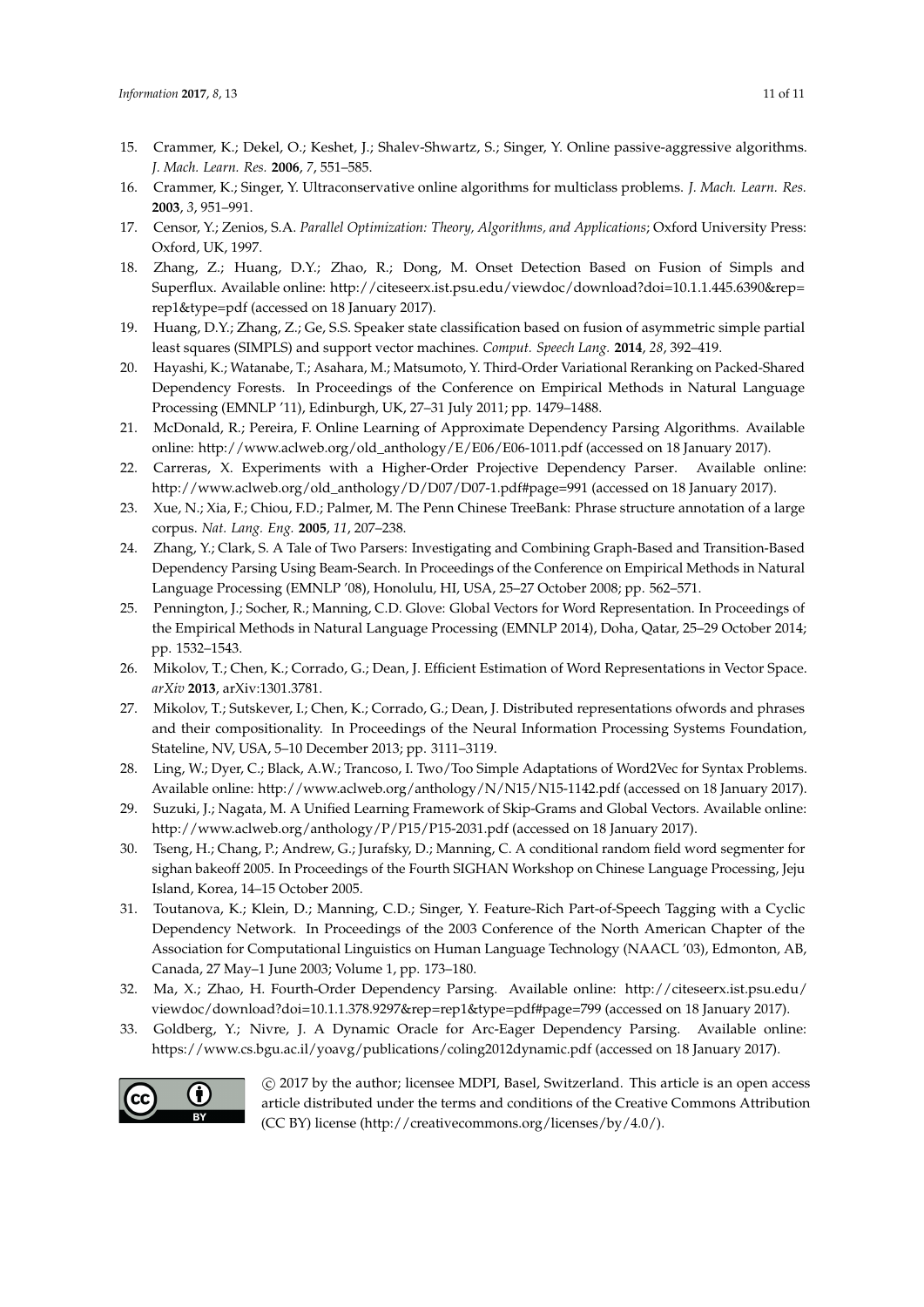15. Crammer, K.; Dekel, O.; Keshet, J.; Shalev-Shwartz, S.; Singer, Y. Online passive-aggressive algorithms. *J. Mach. Learn. Res.* **2006**, *7*, 551–585.
16. Crammer, K.; Singer, Y. Ultraconservative online algorithms for multiclass problems. *J. Mach. Learn. Res.* **2003**, *3*, 951–991.
17. Censor, Y.; Zenios, S.A. *Parallel Optimization: Theory, Algorithms, and Applications*; Oxford University Press: Oxford, UK, 1997.
18. Zhang, Z.; Huang, D.Y.; Zhao, R.; Dong, M. Onset Detection Based on Fusion of Simpls and Superflux. Available online: http://citeseerx.ist.psu.edu/viewdoc/download?doi=10.1.1.445.6390&rep=rep1&type=pdf (accessed on 18 January 2017).
19. Huang, D.Y.; Zhang, Z.; Ge, S.S. Speaker state classification based on fusion of asymmetric simple partial least squares (SIMPLS) and support vector machines. *Comput. Speech Lang.* **2014**, *28*, 392–419.
20. Hayashi, K.; Watanabe, T.; Asahara, M.; Matsumoto, Y. Third-Order Variational Reranking on Packed-Shared Dependency Forests. In Proceedings of the Conference on Empirical Methods in Natural Language Processing (EMNLP '11), Edinburgh, UK, 27–31 July 2011; pp. 1479–1488.
21. McDonald, R.; Pereira, F. Online Learning of Approximate Dependency Parsing Algorithms. Available online: http://www.aclweb.org/old_anthology/E/E06/E06-1011.pdf (accessed on 18 January 2017).
22. Carreras, X. Experiments with a Higher-Order Projective Dependency Parser. Available online: http://www.aclweb.org/old_anthology/D/D07/D07-1.pdf#page=991 (accessed on 18 January 2017).
23. Xue, N.; Xia, F.; Chiou, F.D.; Palmer, M. The Penn Chinese TreeBank: Phrase structure annotation of a large corpus. *Nat. Lang. Eng.* **2005**, *11*, 207–238.
24. Zhang, Y.; Clark, S. A Tale of Two Parsers: Investigating and Combining Graph-Based and Transition-Based Dependency Parsing Using Beam-Search. In Proceedings of the Conference on Empirical Methods in Natural Language Processing (EMNLP '08), Honolulu, HI, USA, 25–27 October 2008; pp. 562–571.
25. Pennington, J.; Socher, R.; Manning, C.D. Glove: Global Vectors for Word Representation. In Proceedings of the Empirical Methods in Natural Language Processing (EMNLP 2014), Doha, Qatar, 25–29 October 2014; pp. 1532–1543.
26. Mikolov, T.; Chen, K.; Corrado, G.; Dean, J. Efficient Estimation of Word Representations in Vector Space. *arXiv* **2013**, arXiv:1301.3781.
27. Mikolov, T.; Sutskever, I.; Chen, K.; Corrado, G.; Dean, J. Distributed representations ofwords and phrases and their compositionality. In Proceedings of the Neural Information Processing Systems Foundation, Stateline, NV, USA, 5–10 December 2013; pp. 3111–3119.
28. Ling, W.; Dyer, C.; Black, A.W.; Trancoso, I. Two/Too Simple Adaptations of Word2Vec for Syntax Problems. Available online: http://www.aclweb.org/anthology/N/N15/N15-1142.pdf (accessed on 18 January 2017).
29. Suzuki, J.; Nagata, M. A Unified Learning Framework of Skip-Grams and Global Vectors. Available online: http://www.aclweb.org/anthology/P/P15/P15-2031.pdf (accessed on 18 January 2017).
30. Tseng, H.; Chang, P.; Andrew, G.; Jurafsky, D.; Manning, C. A conditional random field word segmenter for sighan bakeoff 2005. In Proceedings of the Fourth SIGHAN Workshop on Chinese Language Processing, Jeju Island, Korea, 14–15 October 2005.
31. Toutanova, K.; Klein, D.; Manning, C.D.; Singer, Y. Feature-Rich Part-of-Speech Tagging with a Cyclic Dependency Network. In Proceedings of the 2003 Conference of the North American Chapter of the Association for Computational Linguistics on Human Language Technology (NAACL '03), Edmonton, AB, Canada, 27 May–1 June 2003; Volume 1, pp. 173–180.
32. Ma, X.; Zhao, H. Fourth-Order Dependency Parsing. Available online: http://citeseerx.ist.psu.edu/viewdoc/download?doi=10.1.1.378.9297&rep=rep1&type=pdf#page=799 (accessed on 18 January 2017).
33. Goldberg, Y.; Nivre, J. A Dynamic Oracle for Arc-Eager Dependency Parsing. Available online: https://www.cs.bgu.ac.il/yoavg/publications/coling2012dynamic.pdf (accessed on 18 January 2017).

© 2017 by the author; licensee MDPI, Basel, Switzerland. This article is an open access article distributed under the terms and conditions of the Creative Commons Attribution (CC BY) license (http://creativecommons.org/licenses/by/4.0/).